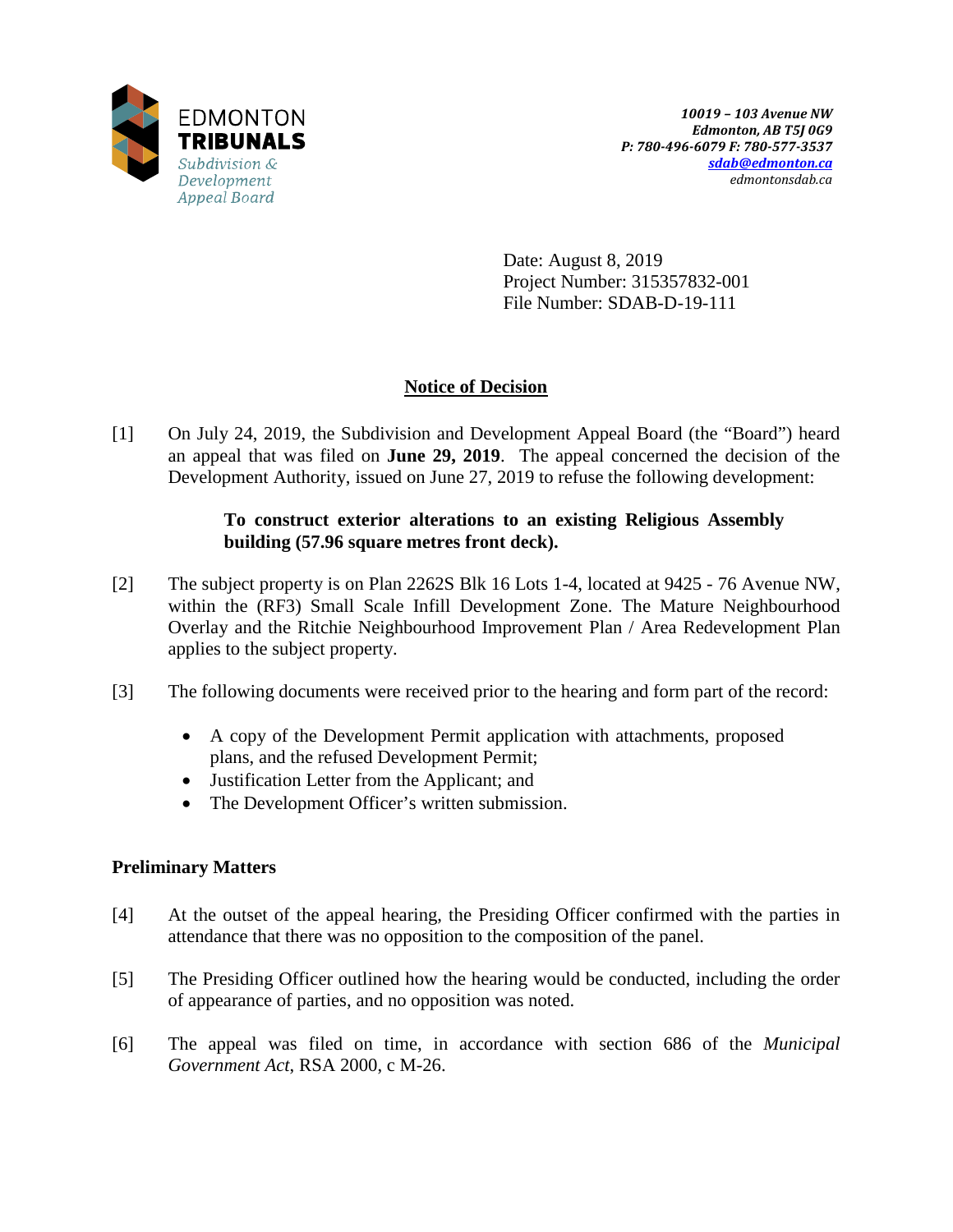EDMONTON
**TRIBUNALS**
*Subdivision & Development Appeal Board*

***10019 – 103 Avenue NW***
***Edmonton, AB T5J 0G9***
***P: 780-496-6079 F: 780-577-3537***
***sdab@edmonton.ca***
*edmontonsdab.ca*

Date: August 8, 2019
Project Number: 315357832-001
File Number: SDAB-D-19-111

## Notice of Decision

[1] On July 24, 2019, the Subdivision and Development Appeal Board (the "Board") heard an appeal that was filed on **June 29, 2019**. The appeal concerned the decision of the Development Authority, issued on June 27, 2019 to refuse the following development:

> **To construct exterior alterations to an existing Religious Assembly building (57.96 square metres front deck).**

[2] The subject property is on Plan 2262S Blk 16 Lots 1-4, located at 9425 - 76 Avenue NW, within the (RF3) Small Scale Infill Development Zone. The Mature Neighbourhood Overlay and the Ritchie Neighbourhood Improvement Plan / Area Redevelopment Plan applies to the subject property.

[3] The following documents were received prior to the hearing and form part of the record:

- A copy of the Development Permit application with attachments, proposed plans, and the refused Development Permit;
- Justification Letter from the Applicant; and
- The Development Officer's written submission.

### Preliminary Matters

[4] At the outset of the appeal hearing, the Presiding Officer confirmed with the parties in attendance that there was no opposition to the composition of the panel.

[5] The Presiding Officer outlined how the hearing would be conducted, including the order of appearance of parties, and no opposition was noted.

[6] The appeal was filed on time, in accordance with section 686 of the *Municipal Government Act*, RSA 2000, c M-26.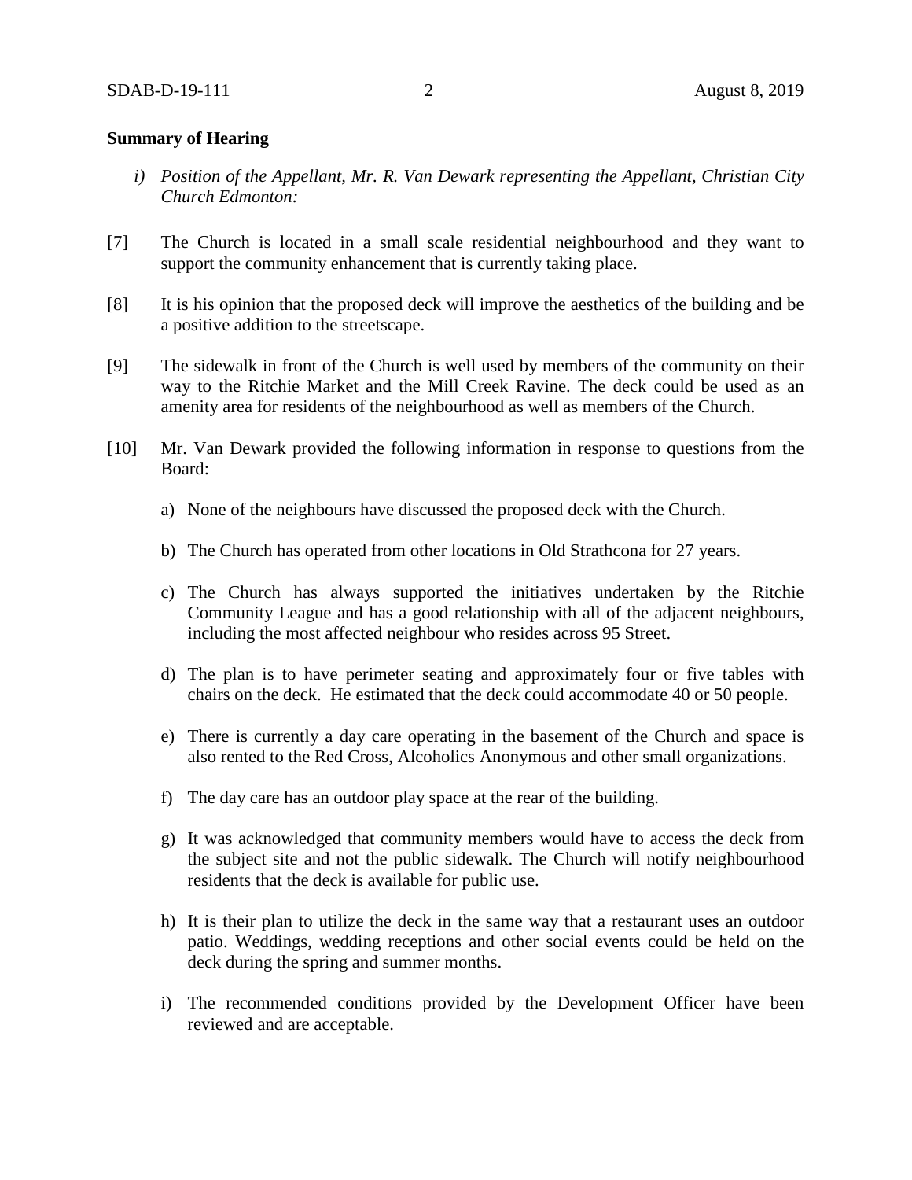**Summary of Hearing**

*i) Position of the Appellant, Mr. R. Van Dewark representing the Appellant, Christian City Church Edmonton:*

[7] The Church is located in a small scale residential neighbourhood and they want to support the community enhancement that is currently taking place.

[8] It is his opinion that the proposed deck will improve the aesthetics of the building and be a positive addition to the streetscape.

[9] The sidewalk in front of the Church is well used by members of the community on their way to the Ritchie Market and the Mill Creek Ravine. The deck could be used as an amenity area for residents of the neighbourhood as well as members of the Church.

[10] Mr. Van Dewark provided the following information in response to questions from the Board:

a) None of the neighbours have discussed the proposed deck with the Church.

b) The Church has operated from other locations in Old Strathcona for 27 years.

c) The Church has always supported the initiatives undertaken by the Ritchie Community League and has a good relationship with all of the adjacent neighbours, including the most affected neighbour who resides across 95 Street.

d) The plan is to have perimeter seating and approximately four or five tables with chairs on the deck. He estimated that the deck could accommodate 40 or 50 people.

e) There is currently a day care operating in the basement of the Church and space is also rented to the Red Cross, Alcoholics Anonymous and other small organizations.

f) The day care has an outdoor play space at the rear of the building.

g) It was acknowledged that community members would have to access the deck from the subject site and not the public sidewalk. The Church will notify neighbourhood residents that the deck is available for public use.

h) It is their plan to utilize the deck in the same way that a restaurant uses an outdoor patio. Weddings, wedding receptions and other social events could be held on the deck during the spring and summer months.

i) The recommended conditions provided by the Development Officer have been reviewed and are acceptable.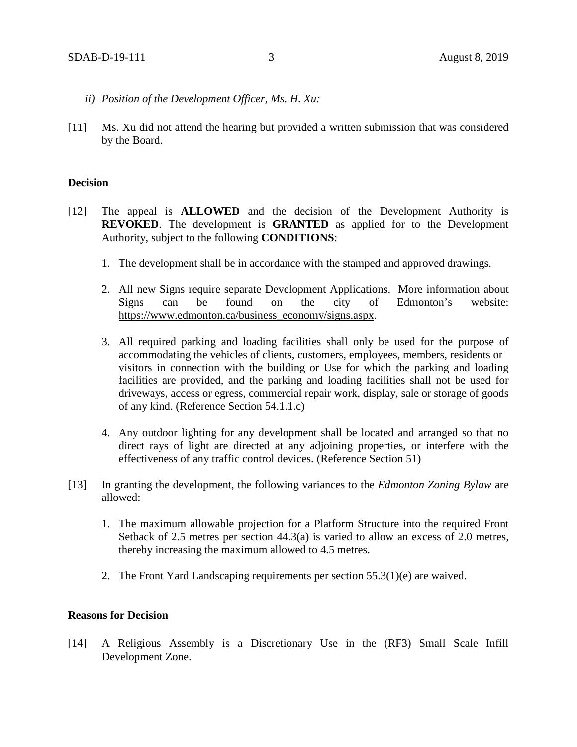*ii) Position of the Development Officer, Ms. H. Xu:*

[11] Ms. Xu did not attend the hearing but provided a written submission that was considered by the Board.

**Decision**

[12] The appeal is **ALLOWED** and the decision of the Development Authority is **REVOKED**. The development is **GRANTED** as applied for to the Development Authority, subject to the following **CONDITIONS**:

1. The development shall be in accordance with the stamped and approved drawings.

2. All new Signs require separate Development Applications. More information about Signs can be found on the city of Edmonton's website: https://www.edmonton.ca/business_economy/signs.aspx.

3. All required parking and loading facilities shall only be used for the purpose of accommodating the vehicles of clients, customers, employees, members, residents or visitors in connection with the building or Use for which the parking and loading facilities are provided, and the parking and loading facilities shall not be used for driveways, access or egress, commercial repair work, display, sale or storage of goods of any kind. (Reference Section 54.1.1.c)

4. Any outdoor lighting for any development shall be located and arranged so that no direct rays of light are directed at any adjoining properties, or interfere with the effectiveness of any traffic control devices. (Reference Section 51)

[13] In granting the development, the following variances to the *Edmonton Zoning Bylaw* are allowed:

1. The maximum allowable projection for a Platform Structure into the required Front Setback of 2.5 metres per section 44.3(a) is varied to allow an excess of 2.0 metres, thereby increasing the maximum allowed to 4.5 metres.

2. The Front Yard Landscaping requirements per section 55.3(1)(e) are waived.

**Reasons for Decision**

[14] A Religious Assembly is a Discretionary Use in the (RF3) Small Scale Infill Development Zone.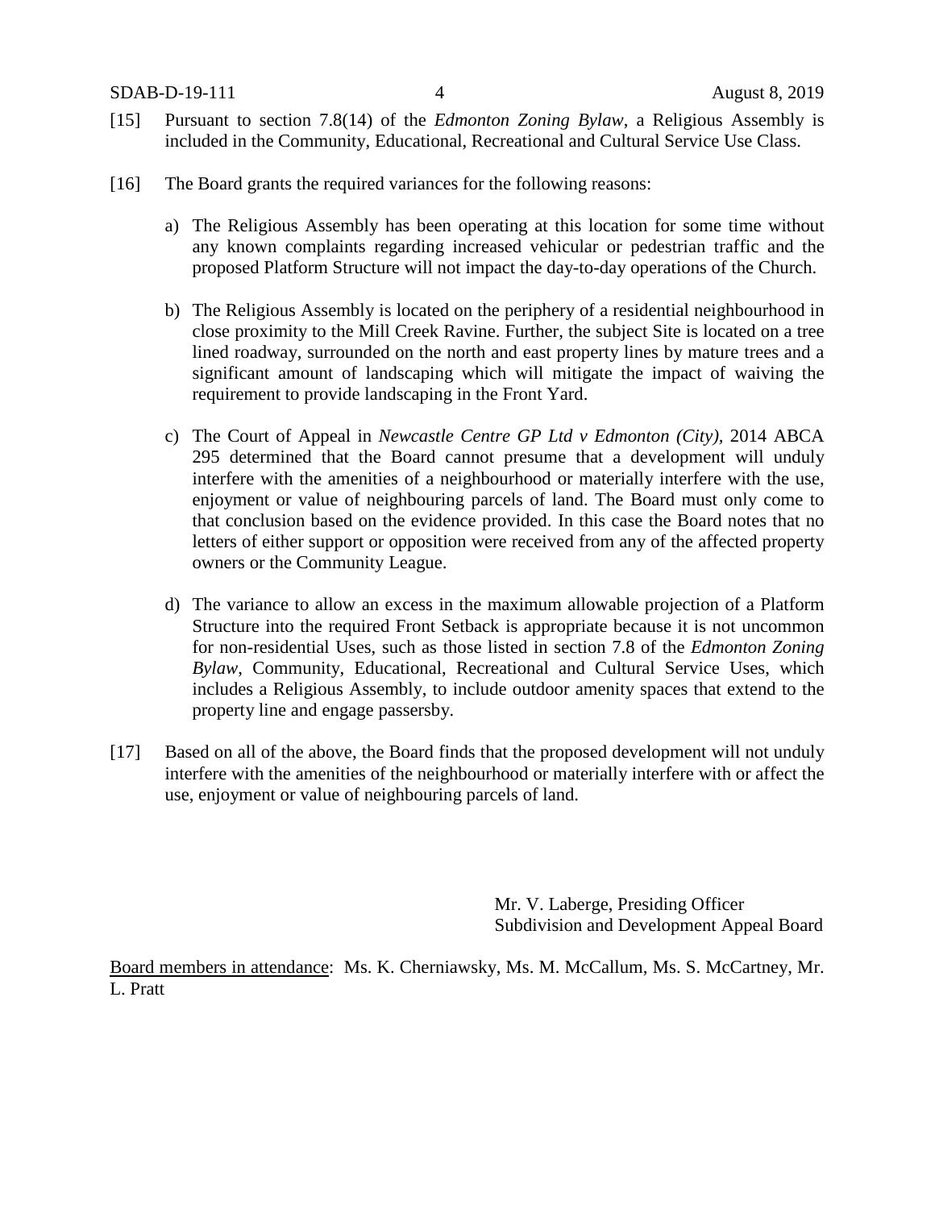[15] Pursuant to section 7.8(14) of the *Edmonton Zoning Bylaw*, a Religious Assembly is included in the Community, Educational, Recreational and Cultural Service Use Class.

[16] The Board grants the required variances for the following reasons:

a) The Religious Assembly has been operating at this location for some time without any known complaints regarding increased vehicular or pedestrian traffic and the proposed Platform Structure will not impact the day-to-day operations of the Church.

b) The Religious Assembly is located on the periphery of a residential neighbourhood in close proximity to the Mill Creek Ravine. Further, the subject Site is located on a tree lined roadway, surrounded on the north and east property lines by mature trees and a significant amount of landscaping which will mitigate the impact of waiving the requirement to provide landscaping in the Front Yard.

c) The Court of Appeal in *Newcastle Centre GP Ltd v Edmonton (City)*, 2014 ABCA 295 determined that the Board cannot presume that a development will unduly interfere with the amenities of a neighbourhood or materially interfere with the use, enjoyment or value of neighbouring parcels of land. The Board must only come to that conclusion based on the evidence provided. In this case the Board notes that no letters of either support or opposition were received from any of the affected property owners or the Community League.

d) The variance to allow an excess in the maximum allowable projection of a Platform Structure into the required Front Setback is appropriate because it is not uncommon for non-residential Uses, such as those listed in section 7.8 of the *Edmonton Zoning Bylaw*, Community, Educational, Recreational and Cultural Service Uses, which includes a Religious Assembly, to include outdoor amenity spaces that extend to the property line and engage passersby.

[17] Based on all of the above, the Board finds that the proposed development will not unduly interfere with the amenities of the neighbourhood or materially interfere with or affect the use, enjoyment or value of neighbouring parcels of land.

Mr. V. Laberge, Presiding Officer
Subdivision and Development Appeal Board

Board members in attendance: Ms. K. Cherniawsky, Ms. M. McCallum, Ms. S. McCartney, Mr. L. Pratt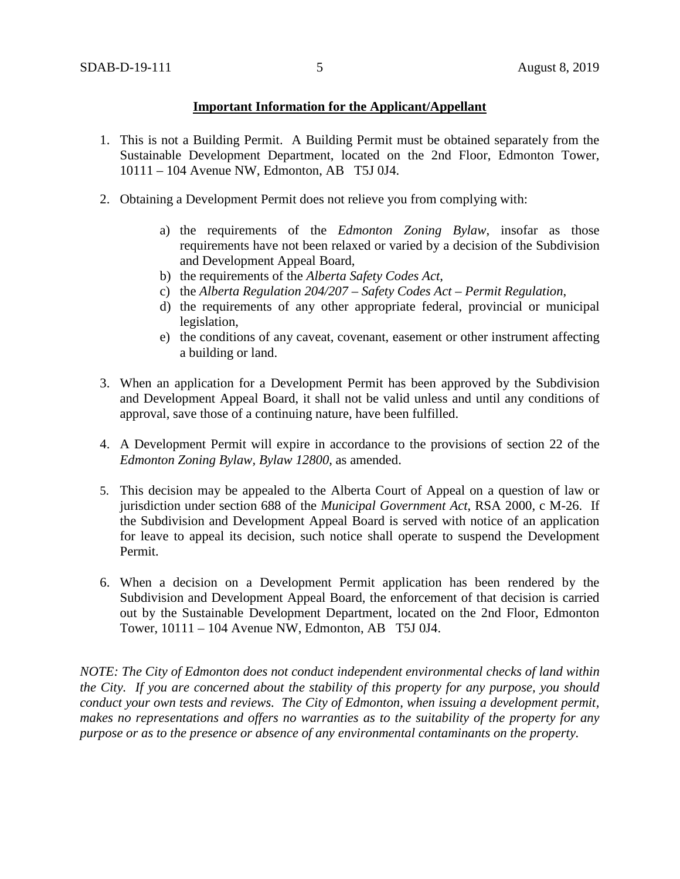**Important Information for the Applicant/Appellant**

1. This is not a Building Permit. A Building Permit must be obtained separately from the Sustainable Development Department, located on the 2nd Floor, Edmonton Tower, 10111 – 104 Avenue NW, Edmonton, AB T5J 0J4.

2. Obtaining a Development Permit does not relieve you from complying with:

   a) the requirements of the *Edmonton Zoning Bylaw*, insofar as those requirements have not been relaxed or varied by a decision of the Subdivision and Development Appeal Board,
   b) the requirements of the *Alberta Safety Codes Act*,
   c) the *Alberta Regulation 204/207 – Safety Codes Act – Permit Regulation*,
   d) the requirements of any other appropriate federal, provincial or municipal legislation,
   e) the conditions of any caveat, covenant, easement or other instrument affecting a building or land.

3. When an application for a Development Permit has been approved by the Subdivision and Development Appeal Board, it shall not be valid unless and until any conditions of approval, save those of a continuing nature, have been fulfilled.

4. A Development Permit will expire in accordance to the provisions of section 22 of the *Edmonton Zoning Bylaw, Bylaw 12800*, as amended.

5. This decision may be appealed to the Alberta Court of Appeal on a question of law or jurisdiction under section 688 of the *Municipal Government Act*, RSA 2000, c M-26. If the Subdivision and Development Appeal Board is served with notice of an application for leave to appeal its decision, such notice shall operate to suspend the Development Permit.

6. When a decision on a Development Permit application has been rendered by the Subdivision and Development Appeal Board, the enforcement of that decision is carried out by the Sustainable Development Department, located on the 2nd Floor, Edmonton Tower, 10111 – 104 Avenue NW, Edmonton, AB T5J 0J4.

*NOTE: The City of Edmonton does not conduct independent environmental checks of land within the City. If you are concerned about the stability of this property for any purpose, you should conduct your own tests and reviews. The City of Edmonton, when issuing a development permit, makes no representations and offers no warranties as to the suitability of the property for any purpose or as to the presence or absence of any environmental contaminants on the property.*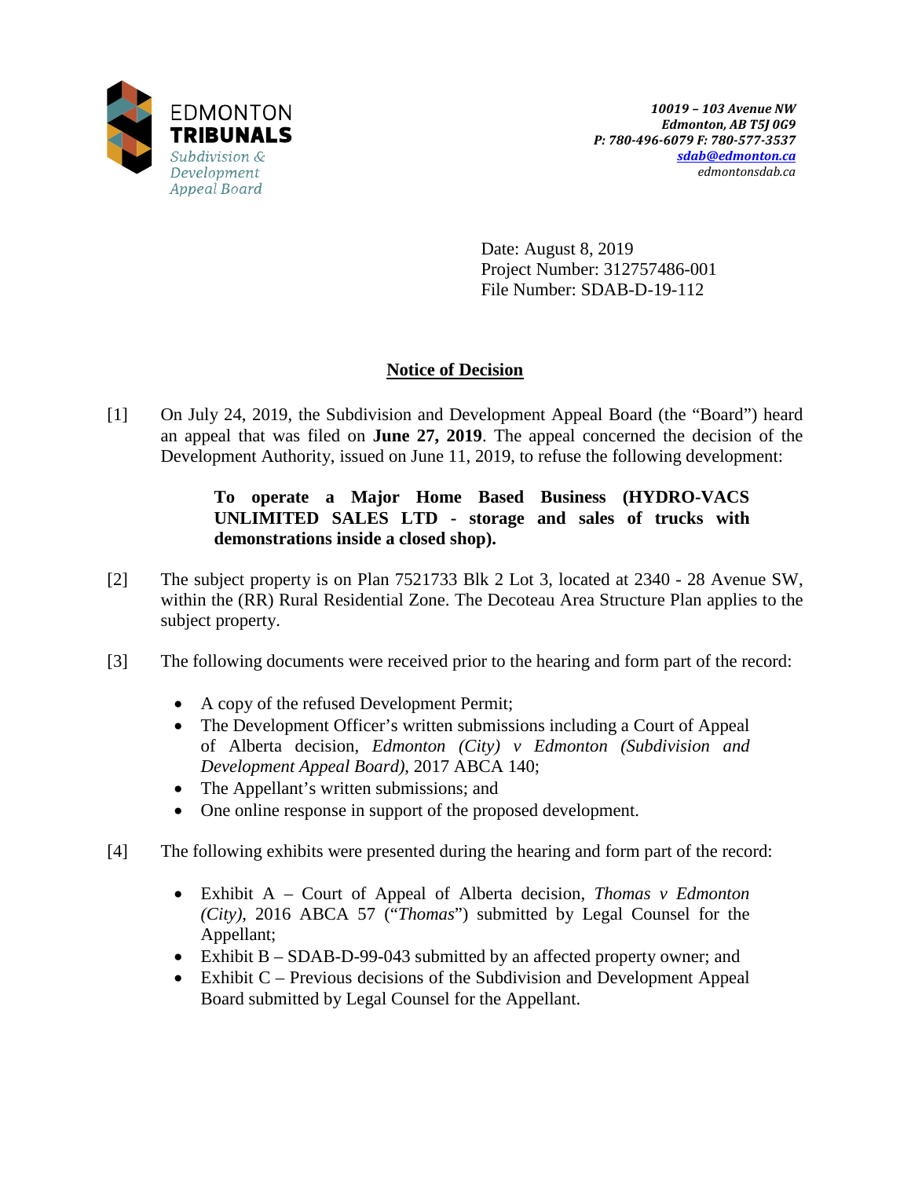EDMONTON
**TRIBUNALS**
*Subdivision & Development Appeal Board*

*10019 – 103 Avenue NW*
*Edmonton, AB T5J 0G9*
*P: 780-496-6079 F: 780-577-3537*
*sdab@edmonton.ca*
*edmontonsdab.ca*

Date: August 8, 2019
Project Number: 312757486-001
File Number: SDAB-D-19-112

## Notice of Decision

[1] On July 24, 2019, the Subdivision and Development Appeal Board (the "Board") heard an appeal that was filed on **June 27, 2019**. The appeal concerned the decision of the Development Authority, issued on June 11, 2019, to refuse the following development:

> **To operate a Major Home Based Business (HYDRO-VACS UNLIMITED SALES LTD - storage and sales of trucks with demonstrations inside a closed shop).**

[2] The subject property is on Plan 7521733 Blk 2 Lot 3, located at 2340 - 28 Avenue SW, within the (RR) Rural Residential Zone. The Decoteau Area Structure Plan applies to the subject property.

[3] The following documents were received prior to the hearing and form part of the record:

- A copy of the refused Development Permit;
- The Development Officer's written submissions including a Court of Appeal of Alberta decision, *Edmonton (City) v Edmonton (Subdivision and Development Appeal Board)*, 2017 ABCA 140;
- The Appellant's written submissions; and
- One online response in support of the proposed development.

[4] The following exhibits were presented during the hearing and form part of the record:

- Exhibit A – Court of Appeal of Alberta decision, *Thomas v Edmonton (City)*, 2016 ABCA 57 ("*Thomas*") submitted by Legal Counsel for the Appellant;
- Exhibit B – SDAB-D-99-043 submitted by an affected property owner; and
- Exhibit C – Previous decisions of the Subdivision and Development Appeal Board submitted by Legal Counsel for the Appellant.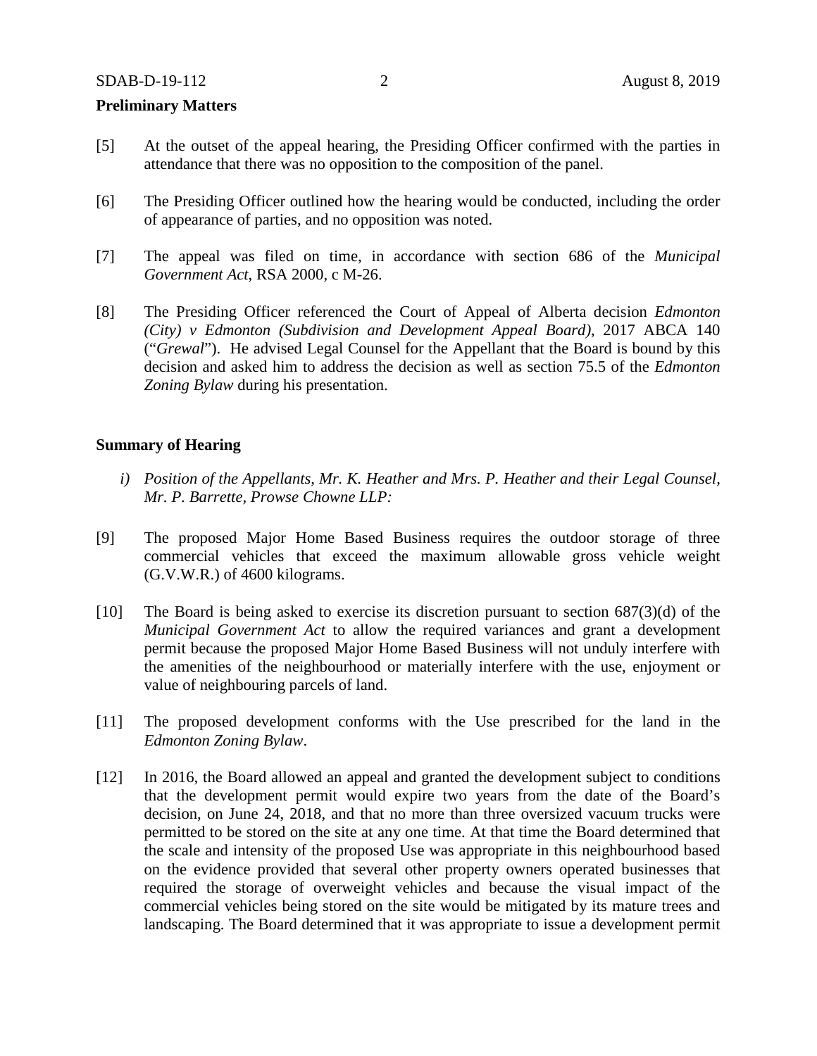**Preliminary Matters**

[5] At the outset of the appeal hearing, the Presiding Officer confirmed with the parties in attendance that there was no opposition to the composition of the panel.

[6] The Presiding Officer outlined how the hearing would be conducted, including the order of appearance of parties, and no opposition was noted.

[7] The appeal was filed on time, in accordance with section 686 of the *Municipal Government Act*, RSA 2000, c M-26.

[8] The Presiding Officer referenced the Court of Appeal of Alberta decision *Edmonton (City) v Edmonton (Subdivision and Development Appeal Board)*, 2017 ABCA 140 ("*Grewal*"). He advised Legal Counsel for the Appellant that the Board is bound by this decision and asked him to address the decision as well as section 75.5 of the *Edmonton Zoning Bylaw* during his presentation.

**Summary of Hearing**

*i) Position of the Appellants, Mr. K. Heather and Mrs. P. Heather and their Legal Counsel, Mr. P. Barrette, Prowse Chowne LLP:*

[9] The proposed Major Home Based Business requires the outdoor storage of three commercial vehicles that exceed the maximum allowable gross vehicle weight (G.V.W.R.) of 4600 kilograms.

[10] The Board is being asked to exercise its discretion pursuant to section 687(3)(d) of the *Municipal Government Act* to allow the required variances and grant a development permit because the proposed Major Home Based Business will not unduly interfere with the amenities of the neighbourhood or materially interfere with the use, enjoyment or value of neighbouring parcels of land.

[11] The proposed development conforms with the Use prescribed for the land in the *Edmonton Zoning Bylaw*.

[12] In 2016, the Board allowed an appeal and granted the development subject to conditions that the development permit would expire two years from the date of the Board's decision, on June 24, 2018, and that no more than three oversized vacuum trucks were permitted to be stored on the site at any one time. At that time the Board determined that the scale and intensity of the proposed Use was appropriate in this neighbourhood based on the evidence provided that several other property owners operated businesses that required the storage of overweight vehicles and because the visual impact of the commercial vehicles being stored on the site would be mitigated by its mature trees and landscaping. The Board determined that it was appropriate to issue a development permit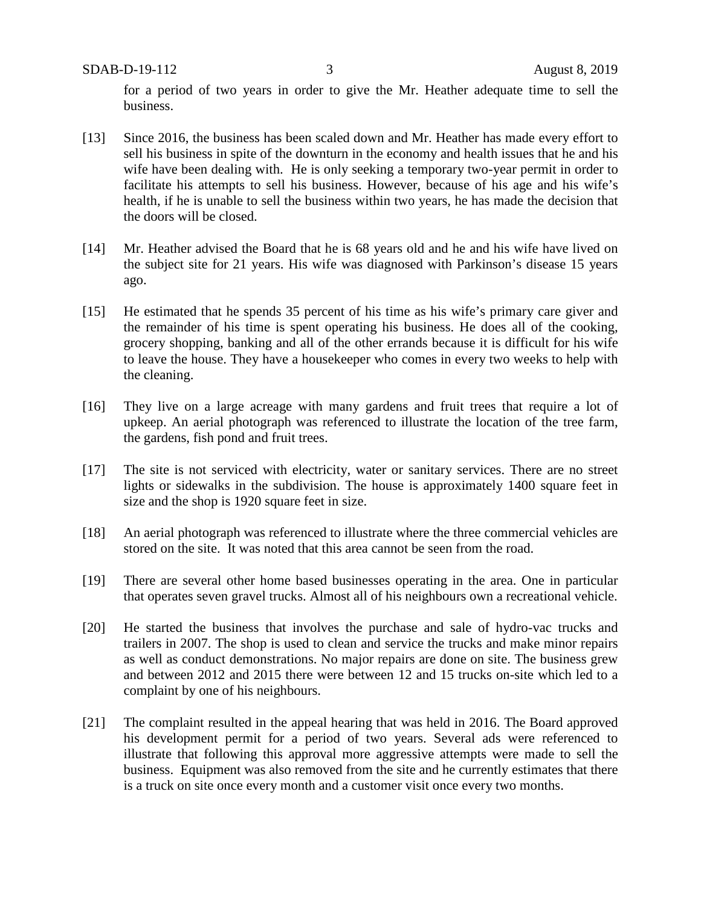for a period of two years in order to give the Mr. Heather adequate time to sell the business.

[13] Since 2016, the business has been scaled down and Mr. Heather has made every effort to sell his business in spite of the downturn in the economy and health issues that he and his wife have been dealing with. He is only seeking a temporary two-year permit in order to facilitate his attempts to sell his business. However, because of his age and his wife's health, if he is unable to sell the business within two years, he has made the decision that the doors will be closed.

[14] Mr. Heather advised the Board that he is 68 years old and he and his wife have lived on the subject site for 21 years. His wife was diagnosed with Parkinson's disease 15 years ago.

[15] He estimated that he spends 35 percent of his time as his wife's primary care giver and the remainder of his time is spent operating his business. He does all of the cooking, grocery shopping, banking and all of the other errands because it is difficult for his wife to leave the house. They have a housekeeper who comes in every two weeks to help with the cleaning.

[16] They live on a large acreage with many gardens and fruit trees that require a lot of upkeep. An aerial photograph was referenced to illustrate the location of the tree farm, the gardens, fish pond and fruit trees.

[17] The site is not serviced with electricity, water or sanitary services. There are no street lights or sidewalks in the subdivision. The house is approximately 1400 square feet in size and the shop is 1920 square feet in size.

[18] An aerial photograph was referenced to illustrate where the three commercial vehicles are stored on the site. It was noted that this area cannot be seen from the road.

[19] There are several other home based businesses operating in the area. One in particular that operates seven gravel trucks. Almost all of his neighbours own a recreational vehicle.

[20] He started the business that involves the purchase and sale of hydro-vac trucks and trailers in 2007. The shop is used to clean and service the trucks and make minor repairs as well as conduct demonstrations. No major repairs are done on site. The business grew and between 2012 and 2015 there were between 12 and 15 trucks on-site which led to a complaint by one of his neighbours.

[21] The complaint resulted in the appeal hearing that was held in 2016. The Board approved his development permit for a period of two years. Several ads were referenced to illustrate that following this approval more aggressive attempts were made to sell the business. Equipment was also removed from the site and he currently estimates that there is a truck on site once every month and a customer visit once every two months.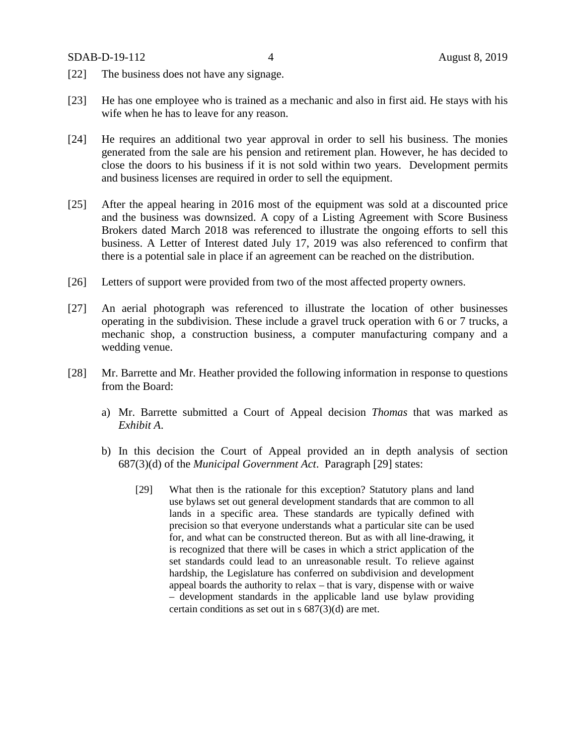[22] The business does not have any signage.

[23] He has one employee who is trained as a mechanic and also in first aid. He stays with his wife when he has to leave for any reason.

[24] He requires an additional two year approval in order to sell his business. The monies generated from the sale are his pension and retirement plan. However, he has decided to close the doors to his business if it is not sold within two years. Development permits and business licenses are required in order to sell the equipment.

[25] After the appeal hearing in 2016 most of the equipment was sold at a discounted price and the business was downsized. A copy of a Listing Agreement with Score Business Brokers dated March 2018 was referenced to illustrate the ongoing efforts to sell this business. A Letter of Interest dated July 17, 2019 was also referenced to confirm that there is a potential sale in place if an agreement can be reached on the distribution.

[26] Letters of support were provided from two of the most affected property owners.

[27] An aerial photograph was referenced to illustrate the location of other businesses operating in the subdivision. These include a gravel truck operation with 6 or 7 trucks, a mechanic shop, a construction business, a computer manufacturing company and a wedding venue.

[28] Mr. Barrette and Mr. Heather provided the following information in response to questions from the Board:

a) Mr. Barrette submitted a Court of Appeal decision *Thomas* that was marked as *Exhibit A*.

b) In this decision the Court of Appeal provided an in depth analysis of section 687(3)(d) of the *Municipal Government Act*. Paragraph [29] states:

> [29] What then is the rationale for this exception? Statutory plans and land use bylaws set out general development standards that are common to all lands in a specific area. These standards are typically defined with precision so that everyone understands what a particular site can be used for, and what can be constructed thereon. But as with all line-drawing, it is recognized that there will be cases in which a strict application of the set standards could lead to an unreasonable result. To relieve against hardship, the Legislature has conferred on subdivision and development appeal boards the authority to relax – that is vary, dispense with or waive – development standards in the applicable land use bylaw providing certain conditions as set out in s 687(3)(d) are met.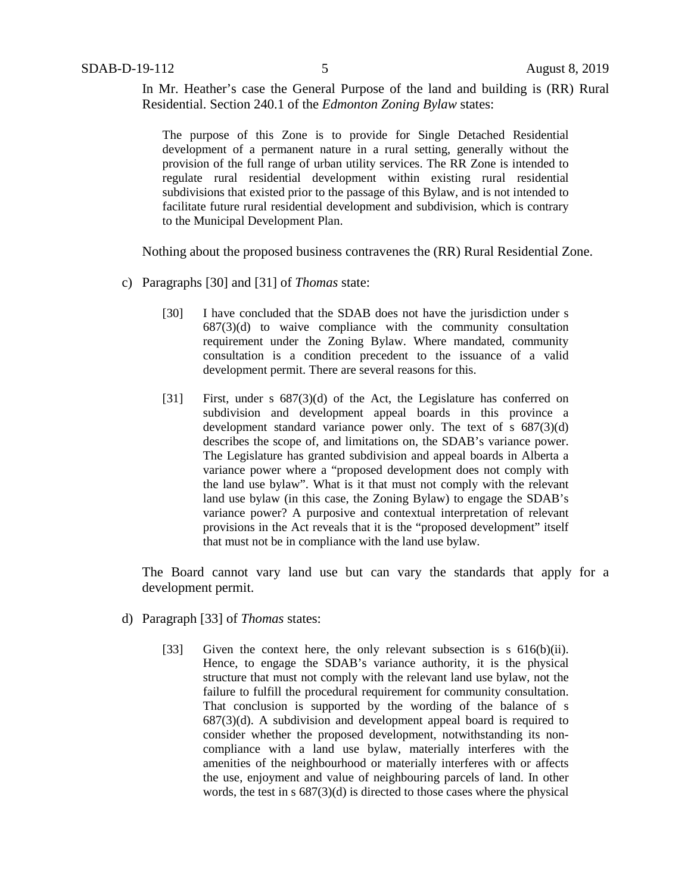In Mr. Heather's case the General Purpose of the land and building is (RR) Rural Residential. Section 240.1 of the *Edmonton Zoning Bylaw* states:

> The purpose of this Zone is to provide for Single Detached Residential development of a permanent nature in a rural setting, generally without the provision of the full range of urban utility services. The RR Zone is intended to regulate rural residential development within existing rural residential subdivisions that existed prior to the passage of this Bylaw, and is not intended to facilitate future rural residential development and subdivision, which is contrary to the Municipal Development Plan.

Nothing about the proposed business contravenes the (RR) Rural Residential Zone.

c) Paragraphs [30] and [31] of *Thomas* state:

> [30] I have concluded that the SDAB does not have the jurisdiction under s 687(3)(d) to waive compliance with the community consultation requirement under the Zoning Bylaw. Where mandated, community consultation is a condition precedent to the issuance of a valid development permit. There are several reasons for this.
>
> [31] First, under s 687(3)(d) of the Act, the Legislature has conferred on subdivision and development appeal boards in this province a development standard variance power only. The text of s 687(3)(d) describes the scope of, and limitations on, the SDAB's variance power. The Legislature has granted subdivision and appeal boards in Alberta a variance power where a "proposed development does not comply with the land use bylaw". What is it that must not comply with the relevant land use bylaw (in this case, the Zoning Bylaw) to engage the SDAB's variance power? A purposive and contextual interpretation of relevant provisions in the Act reveals that it is the "proposed development" itself that must not be in compliance with the land use bylaw.

The Board cannot vary land use but can vary the standards that apply for a development permit.

d) Paragraph [33] of *Thomas* states:

> [33] Given the context here, the only relevant subsection is s 616(b)(ii). Hence, to engage the SDAB's variance authority, it is the physical structure that must not comply with the relevant land use bylaw, not the failure to fulfill the procedural requirement for community consultation. That conclusion is supported by the wording of the balance of s 687(3)(d). A subdivision and development appeal board is required to consider whether the proposed development, notwithstanding its non-compliance with a land use bylaw, materially interferes with the amenities of the neighbourhood or materially interferes with or affects the use, enjoyment and value of neighbouring parcels of land. In other words, the test in s 687(3)(d) is directed to those cases where the physical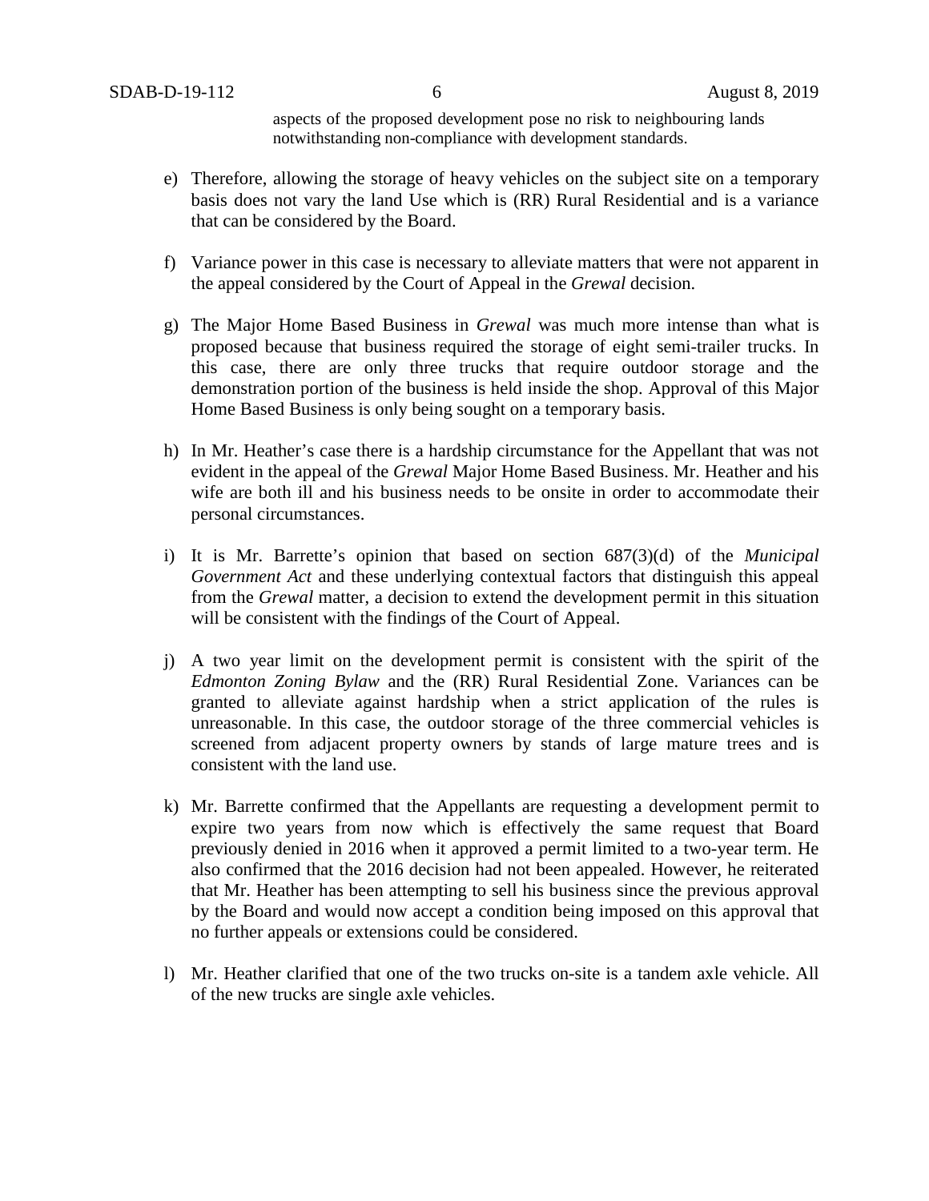aspects of the proposed development pose no risk to neighbouring lands notwithstanding non-compliance with development standards.

e) Therefore, allowing the storage of heavy vehicles on the subject site on a temporary basis does not vary the land Use which is (RR) Rural Residential and is a variance that can be considered by the Board.

f) Variance power in this case is necessary to alleviate matters that were not apparent in the appeal considered by the Court of Appeal in the *Grewal* decision.

g) The Major Home Based Business in *Grewal* was much more intense than what is proposed because that business required the storage of eight semi-trailer trucks. In this case, there are only three trucks that require outdoor storage and the demonstration portion of the business is held inside the shop. Approval of this Major Home Based Business is only being sought on a temporary basis.

h) In Mr. Heather's case there is a hardship circumstance for the Appellant that was not evident in the appeal of the *Grewal* Major Home Based Business. Mr. Heather and his wife are both ill and his business needs to be onsite in order to accommodate their personal circumstances.

i) It is Mr. Barrette's opinion that based on section 687(3)(d) of the *Municipal Government Act* and these underlying contextual factors that distinguish this appeal from the *Grewal* matter, a decision to extend the development permit in this situation will be consistent with the findings of the Court of Appeal.

j) A two year limit on the development permit is consistent with the spirit of the *Edmonton Zoning Bylaw* and the (RR) Rural Residential Zone. Variances can be granted to alleviate against hardship when a strict application of the rules is unreasonable. In this case, the outdoor storage of the three commercial vehicles is screened from adjacent property owners by stands of large mature trees and is consistent with the land use.

k) Mr. Barrette confirmed that the Appellants are requesting a development permit to expire two years from now which is effectively the same request that Board previously denied in 2016 when it approved a permit limited to a two-year term. He also confirmed that the 2016 decision had not been appealed. However, he reiterated that Mr. Heather has been attempting to sell his business since the previous approval by the Board and would now accept a condition being imposed on this approval that no further appeals or extensions could be considered.

l) Mr. Heather clarified that one of the two trucks on-site is a tandem axle vehicle. All of the new trucks are single axle vehicles.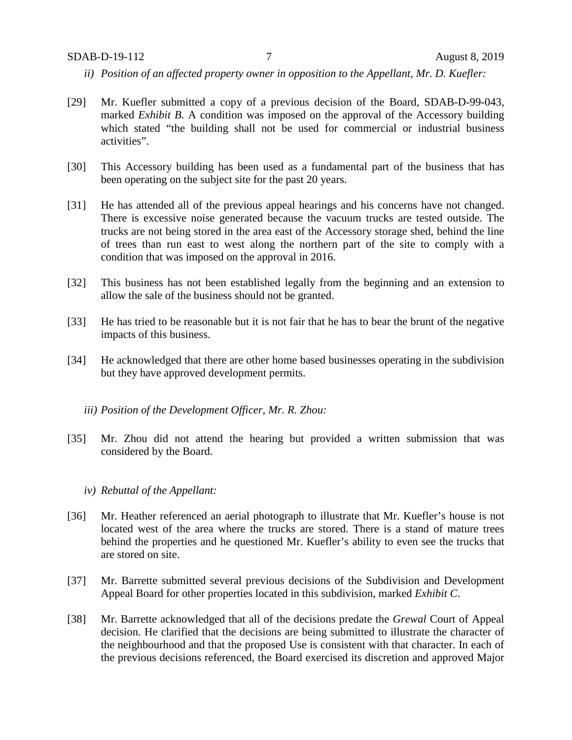*ii) Position of an affected property owner in opposition to the Appellant, Mr. D. Kuefler:*

[29] Mr. Kuefler submitted a copy of a previous decision of the Board, SDAB-D-99-043, marked *Exhibit B*. A condition was imposed on the approval of the Accessory building which stated "the building shall not be used for commercial or industrial business activities".

[30] This Accessory building has been used as a fundamental part of the business that has been operating on the subject site for the past 20 years.

[31] He has attended all of the previous appeal hearings and his concerns have not changed. There is excessive noise generated because the vacuum trucks are tested outside. The trucks are not being stored in the area east of the Accessory storage shed, behind the line of trees than run east to west along the northern part of the site to comply with a condition that was imposed on the approval in 2016.

[32] This business has not been established legally from the beginning and an extension to allow the sale of the business should not be granted.

[33] He has tried to be reasonable but it is not fair that he has to bear the brunt of the negative impacts of this business.

[34] He acknowledged that there are other home based businesses operating in the subdivision but they have approved development permits.

*iii) Position of the Development Officer, Mr. R. Zhou:*

[35] Mr. Zhou did not attend the hearing but provided a written submission that was considered by the Board.

*iv) Rebuttal of the Appellant:*

[36] Mr. Heather referenced an aerial photograph to illustrate that Mr. Kuefler's house is not located west of the area where the trucks are stored. There is a stand of mature trees behind the properties and he questioned Mr. Kuefler's ability to even see the trucks that are stored on site.

[37] Mr. Barrette submitted several previous decisions of the Subdivision and Development Appeal Board for other properties located in this subdivision, marked *Exhibit C*.

[38] Mr. Barrette acknowledged that all of the decisions predate the *Grewal* Court of Appeal decision. He clarified that the decisions are being submitted to illustrate the character of the neighbourhood and that the proposed Use is consistent with that character. In each of the previous decisions referenced, the Board exercised its discretion and approved Major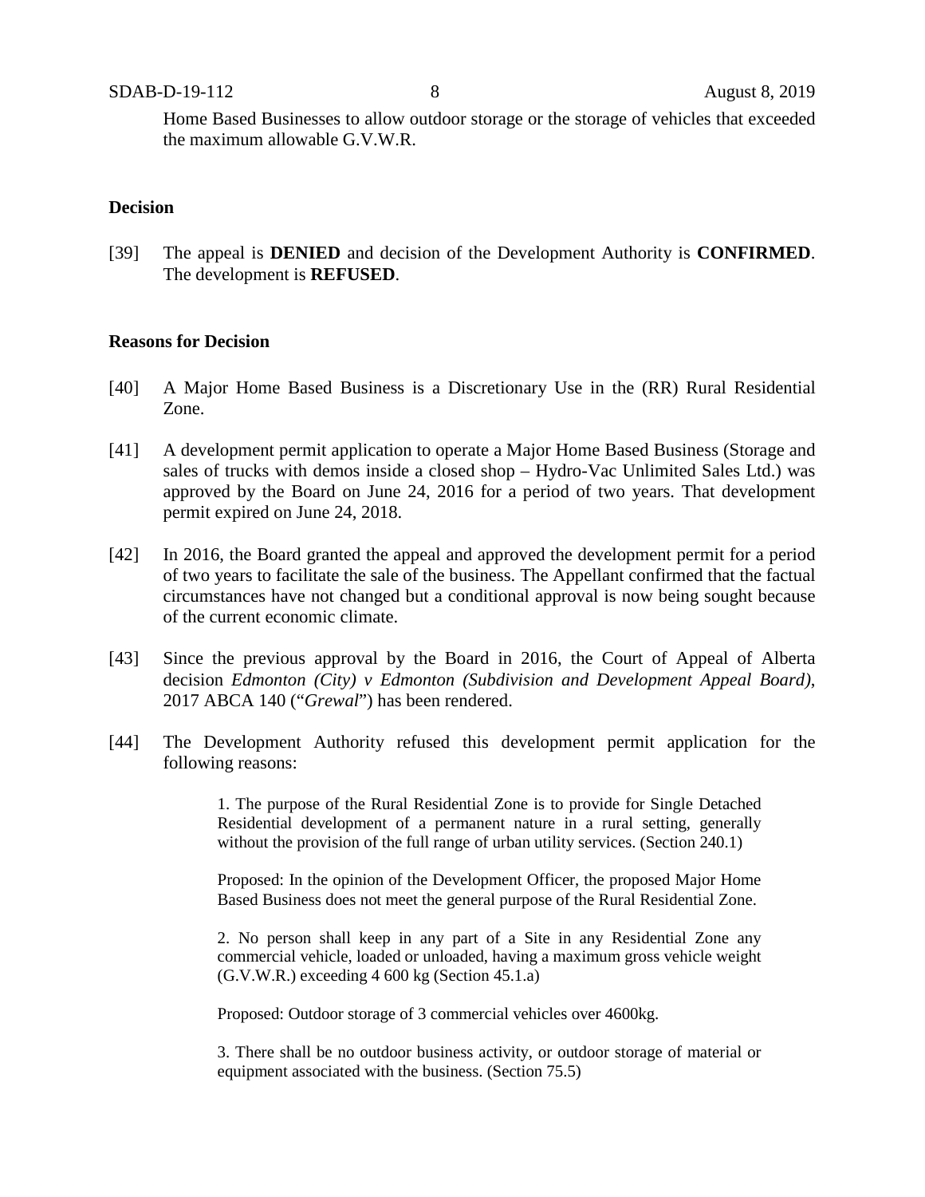Home Based Businesses to allow outdoor storage or the storage of vehicles that exceeded the maximum allowable G.V.W.R.

**Decision**

[39] The appeal is **DENIED** and decision of the Development Authority is **CONFIRMED**. The development is **REFUSED**.

**Reasons for Decision**

[40] A Major Home Based Business is a Discretionary Use in the (RR) Rural Residential Zone.

[41] A development permit application to operate a Major Home Based Business (Storage and sales of trucks with demos inside a closed shop – Hydro-Vac Unlimited Sales Ltd.) was approved by the Board on June 24, 2016 for a period of two years. That development permit expired on June 24, 2018.

[42] In 2016, the Board granted the appeal and approved the development permit for a period of two years to facilitate the sale of the business. The Appellant confirmed that the factual circumstances have not changed but a conditional approval is now being sought because of the current economic climate.

[43] Since the previous approval by the Board in 2016, the Court of Appeal of Alberta decision *Edmonton (City) v Edmonton (Subdivision and Development Appeal Board)*, 2017 ABCA 140 ("*Grewal*") has been rendered.

[44] The Development Authority refused this development permit application for the following reasons:

> 1. The purpose of the Rural Residential Zone is to provide for Single Detached Residential development of a permanent nature in a rural setting, generally without the provision of the full range of urban utility services. (Section 240.1)
>
> Proposed: In the opinion of the Development Officer, the proposed Major Home Based Business does not meet the general purpose of the Rural Residential Zone.
>
> 2. No person shall keep in any part of a Site in any Residential Zone any commercial vehicle, loaded or unloaded, having a maximum gross vehicle weight (G.V.W.R.) exceeding 4 600 kg (Section 45.1.a)
>
> Proposed: Outdoor storage of 3 commercial vehicles over 4600kg.
>
> 3. There shall be no outdoor business activity, or outdoor storage of material or equipment associated with the business. (Section 75.5)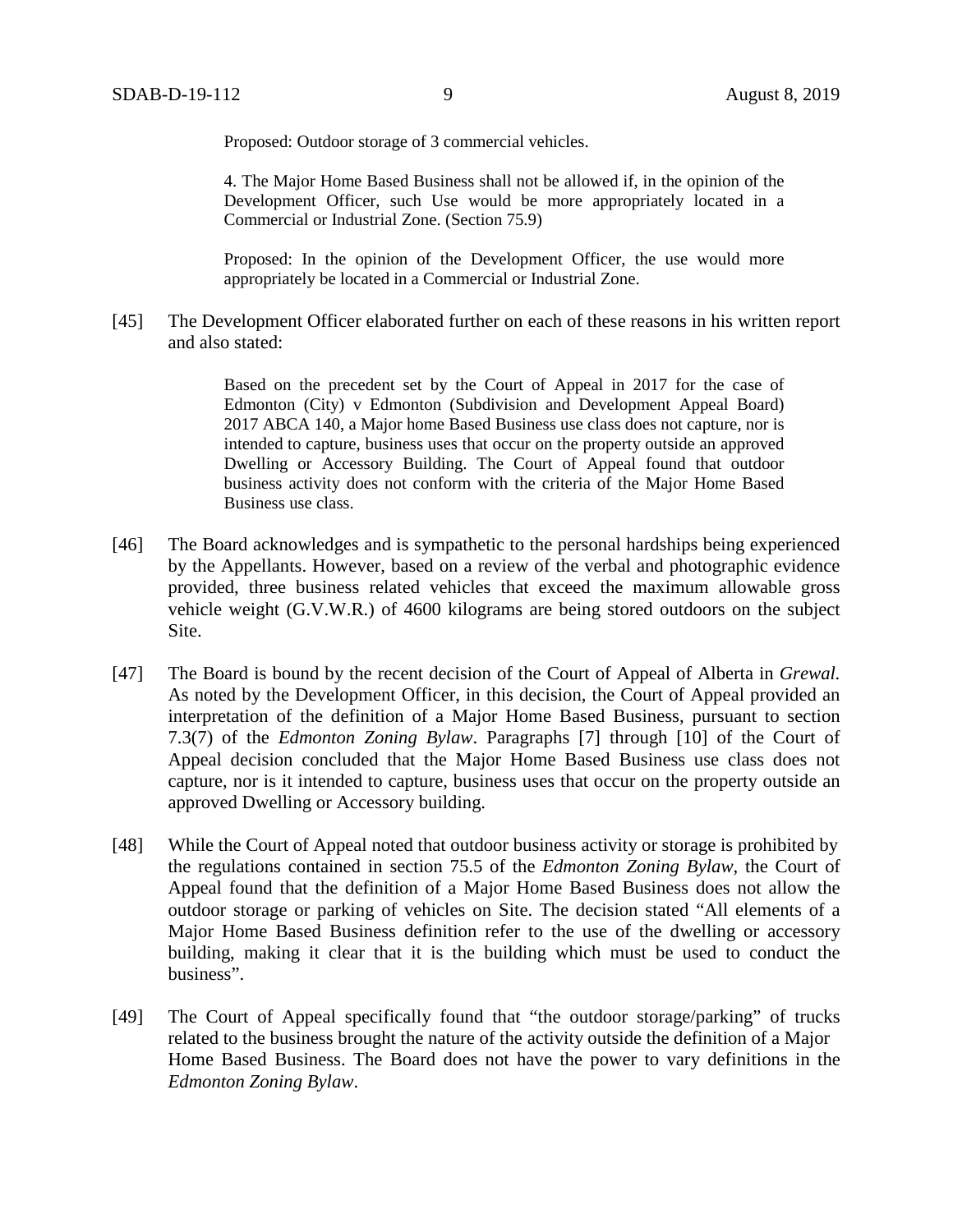> Proposed: Outdoor storage of 3 commercial vehicles.
>
> 4. The Major Home Based Business shall not be allowed if, in the opinion of the Development Officer, such Use would be more appropriately located in a Commercial or Industrial Zone. (Section 75.9)
>
> Proposed: In the opinion of the Development Officer, the use would more appropriately be located in a Commercial or Industrial Zone.

[45] The Development Officer elaborated further on each of these reasons in his written report and also stated:

> Based on the precedent set by the Court of Appeal in 2017 for the case of Edmonton (City) v Edmonton (Subdivision and Development Appeal Board) 2017 ABCA 140, a Major home Based Business use class does not capture, nor is intended to capture, business uses that occur on the property outside an approved Dwelling or Accessory Building. The Court of Appeal found that outdoor business activity does not conform with the criteria of the Major Home Based Business use class.

[46] The Board acknowledges and is sympathetic to the personal hardships being experienced by the Appellants. However, based on a review of the verbal and photographic evidence provided, three business related vehicles that exceed the maximum allowable gross vehicle weight (G.V.W.R.) of 4600 kilograms are being stored outdoors on the subject Site.

[47] The Board is bound by the recent decision of the Court of Appeal of Alberta in *Grewal*. As noted by the Development Officer, in this decision, the Court of Appeal provided an interpretation of the definition of a Major Home Based Business, pursuant to section 7.3(7) of the *Edmonton Zoning Bylaw*. Paragraphs [7] through [10] of the Court of Appeal decision concluded that the Major Home Based Business use class does not capture, nor is it intended to capture, business uses that occur on the property outside an approved Dwelling or Accessory building.

[48] While the Court of Appeal noted that outdoor business activity or storage is prohibited by the regulations contained in section 75.5 of the *Edmonton Zoning Bylaw*, the Court of Appeal found that the definition of a Major Home Based Business does not allow the outdoor storage or parking of vehicles on Site. The decision stated "All elements of a Major Home Based Business definition refer to the use of the dwelling or accessory building, making it clear that it is the building which must be used to conduct the business".

[49] The Court of Appeal specifically found that "the outdoor storage/parking" of trucks related to the business brought the nature of the activity outside the definition of a Major Home Based Business. The Board does not have the power to vary definitions in the *Edmonton Zoning Bylaw*.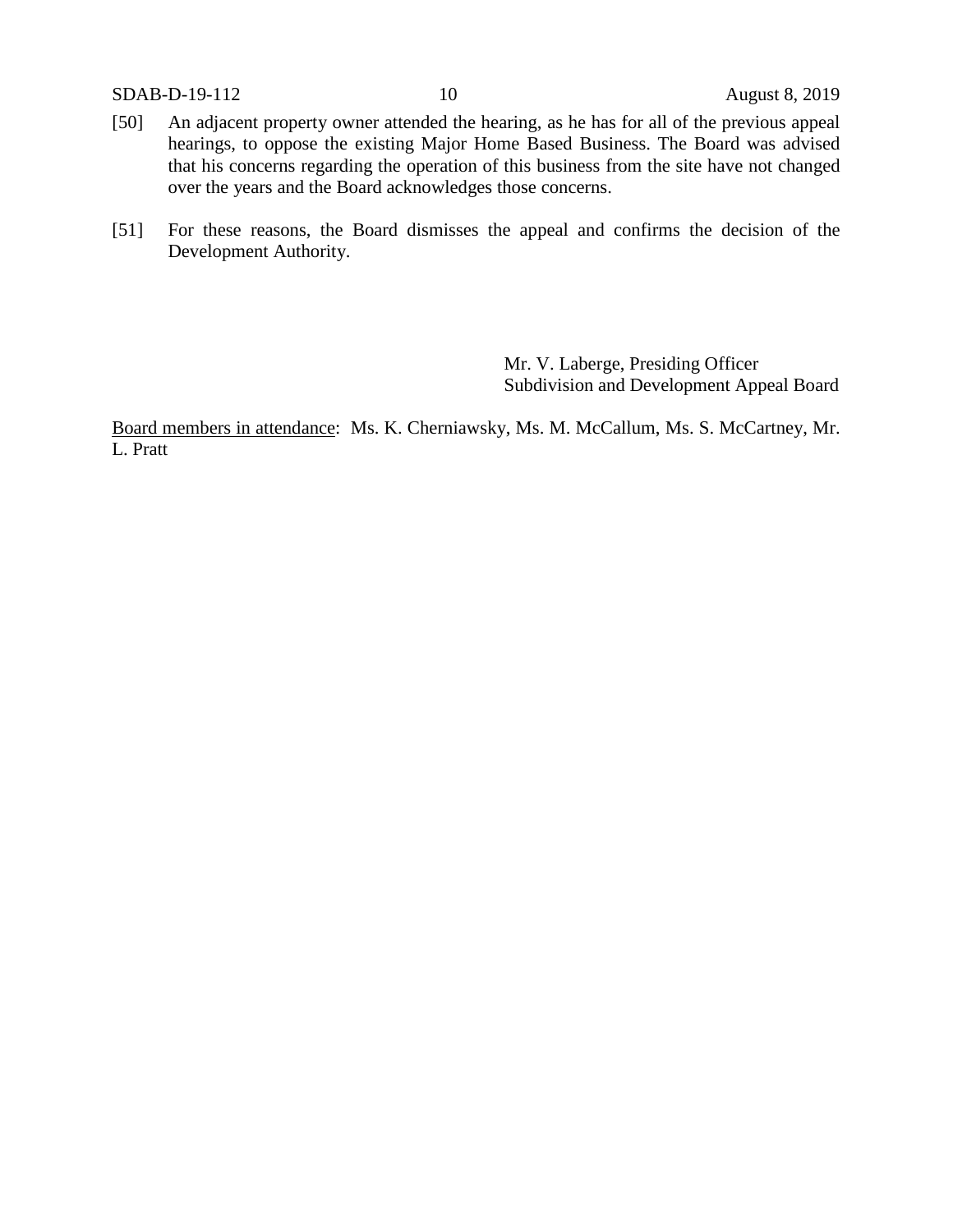[50] An adjacent property owner attended the hearing, as he has for all of the previous appeal hearings, to oppose the existing Major Home Based Business. The Board was advised that his concerns regarding the operation of this business from the site have not changed over the years and the Board acknowledges those concerns.

[51] For these reasons, the Board dismisses the appeal and confirms the decision of the Development Authority.

Mr. V. Laberge, Presiding Officer
Subdivision and Development Appeal Board

Board members in attendance: Ms. K. Cherniawsky, Ms. M. McCallum, Ms. S. McCartney, Mr. L. Pratt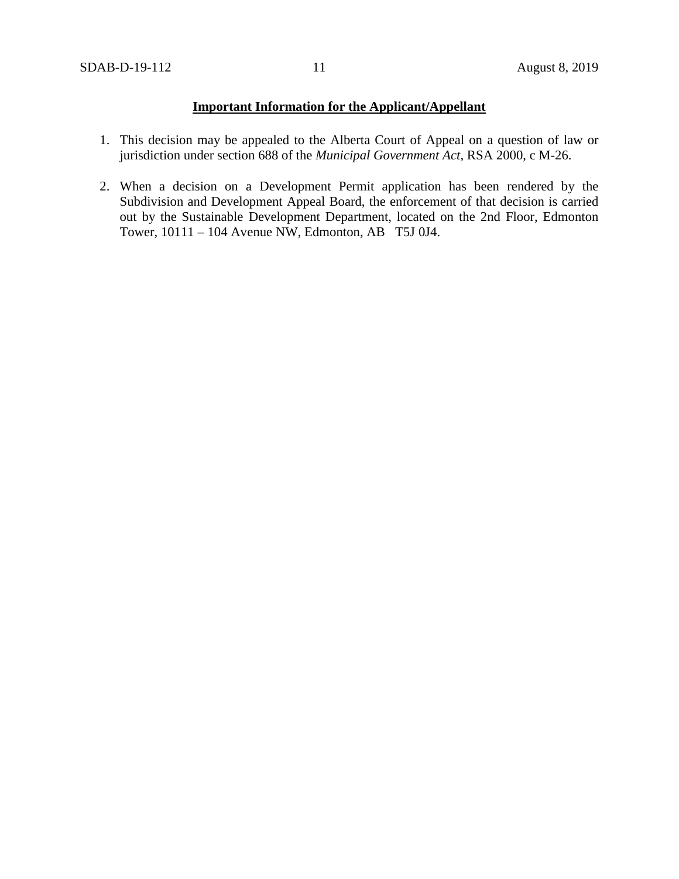**Important Information for the Applicant/Appellant**

1. This decision may be appealed to the Alberta Court of Appeal on a question of law or jurisdiction under section 688 of the *Municipal Government Act*, RSA 2000, c M-26.

2. When a decision on a Development Permit application has been rendered by the Subdivision and Development Appeal Board, the enforcement of that decision is carried out by the Sustainable Development Department, located on the 2nd Floor, Edmonton Tower, 10111 – 104 Avenue NW, Edmonton, AB T5J 0J4.